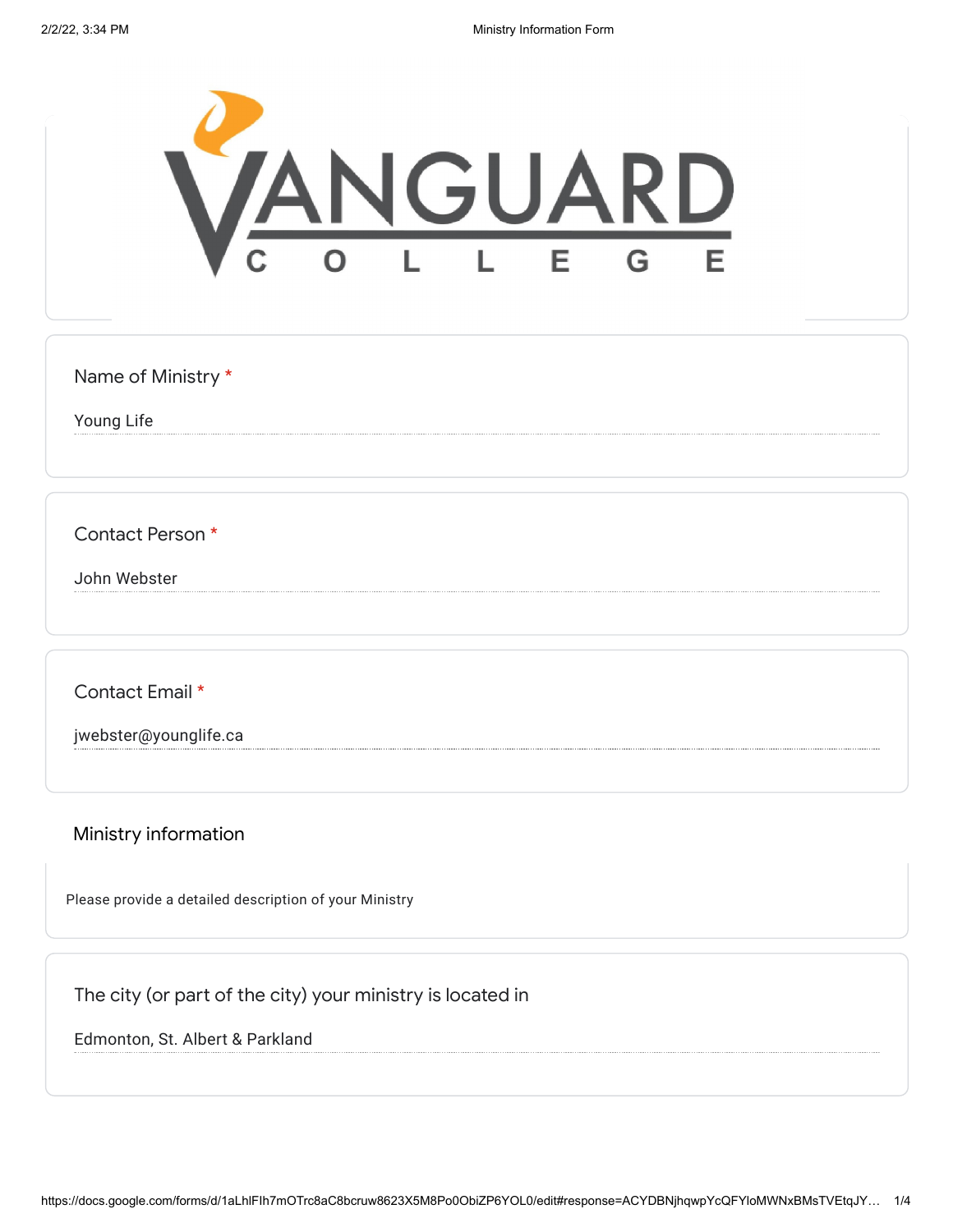VANGUARD COLLEGE

**Name of Ministry** *

Young Life

**Contact Person** *

John Webster

**Contact Email** *

jwebster@younglife.ca

## Ministry information

Please provide a detailed description of your Ministry

**The city (or part of the city) your ministry is located in**

Edmonton, St. Albert & Parkland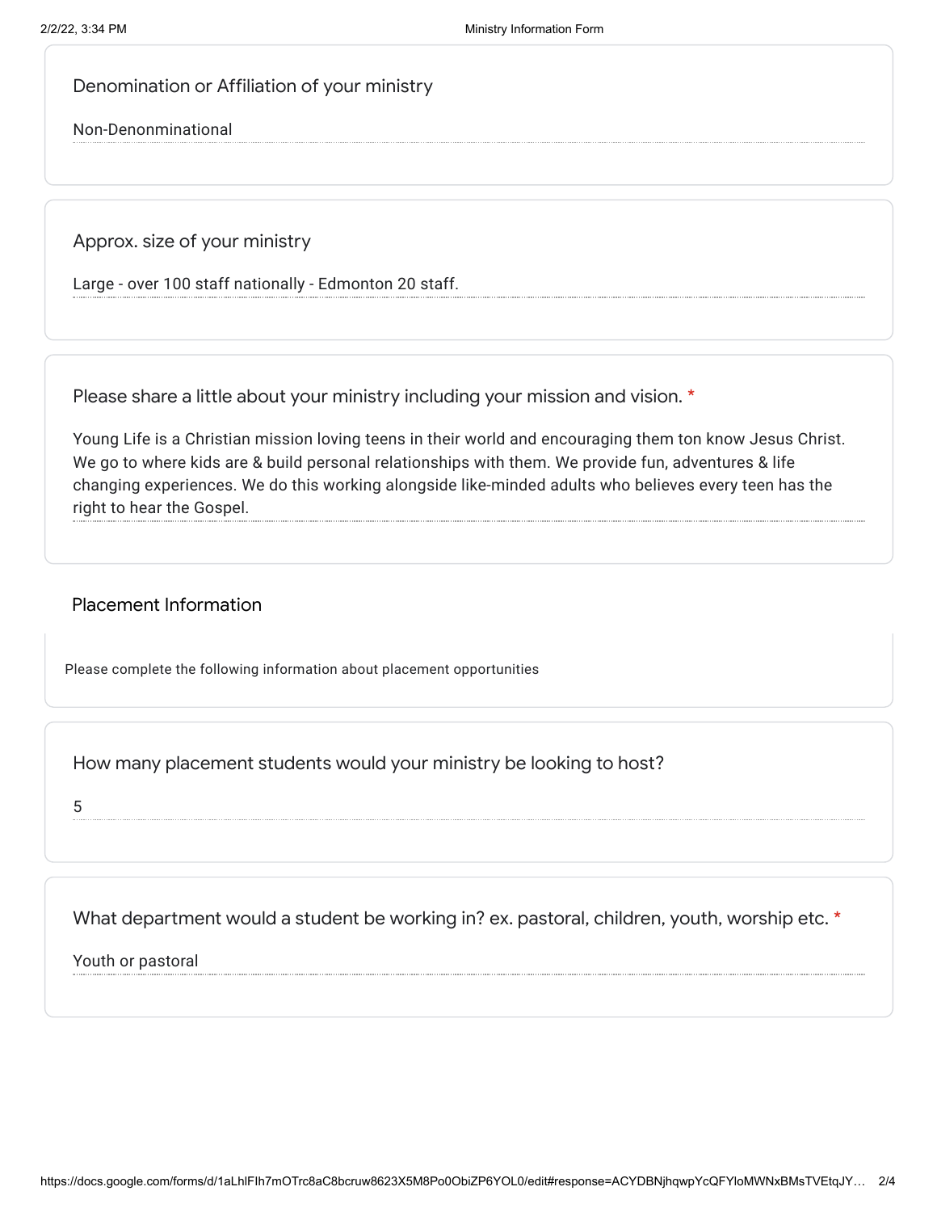Denomination or Affiliation of your ministry

Non-Denonminational

Approx. size of your ministry

Large - over 100 staff nationally - Edmonton 20 staff.

Please share a little about your ministry including your mission and vision. *

Young Life is a Christian mission loving teens in their world and encouraging them ton know Jesus Christ. We go to where kids are & build personal relationships with them. We provide fun, adventures & life changing experiences. We do this working alongside like-minded adults who believes every teen has the right to hear the Gospel.

## Placement Information

Please complete the following information about placement opportunities

How many placement students would your ministry be looking to host?

5

What department would a student be working in? ex. pastoral, children, youth, worship etc. *

Youth or pastoral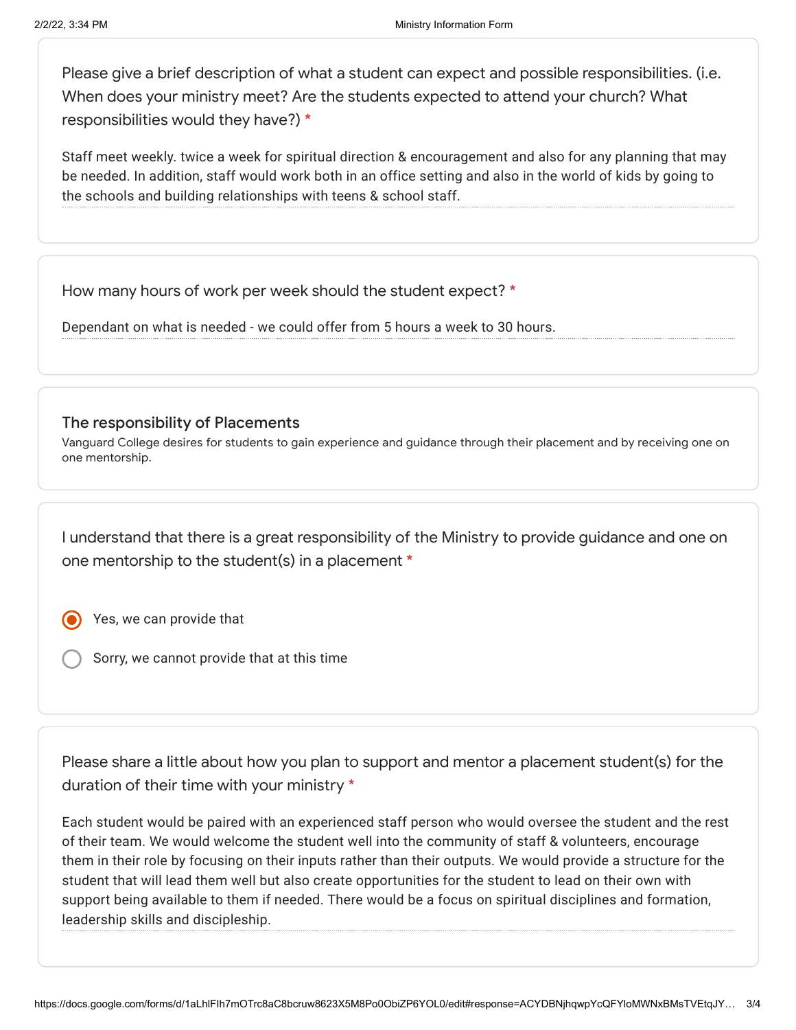Please give a brief description of what a student can expect and possible responsibilities. (i.e. When does your ministry meet? Are the students expected to attend your church? What responsibilities would they have?) *

Staff meet weekly. twice a week for spiritual direction & encouragement and also for any planning that may be needed. In addition, staff would work both in an office setting and also in the world of kids by going to the schools and building relationships with teens & school staff.

How many hours of work per week should the student expect? *

Dependant on what is needed - we could offer from 5 hours a week to 30 hours.

### The responsibility of Placements

Vanguard College desires for students to gain experience and guidance through their placement and by receiving one on one mentorship.

I understand that there is a great responsibility of the Ministry to provide guidance and one on one mentorship to the student(s) in a placement *

- (●) Yes, we can provide that
- ( ) Sorry, we cannot provide that at this time

Please share a little about how you plan to support and mentor a placement student(s) for the duration of their time with your ministry *

Each student would be paired with an experienced staff person who would oversee the student and the rest of their team. We would welcome the student well into the community of staff & volunteers, encourage them in their role by focusing on their inputs rather than their outputs. We would provide a structure for the student that will lead them well but also create opportunities for the student to lead on their own with support being available to them if needed. There would be a focus on spiritual disciplines and formation, leadership skills and discipleship.